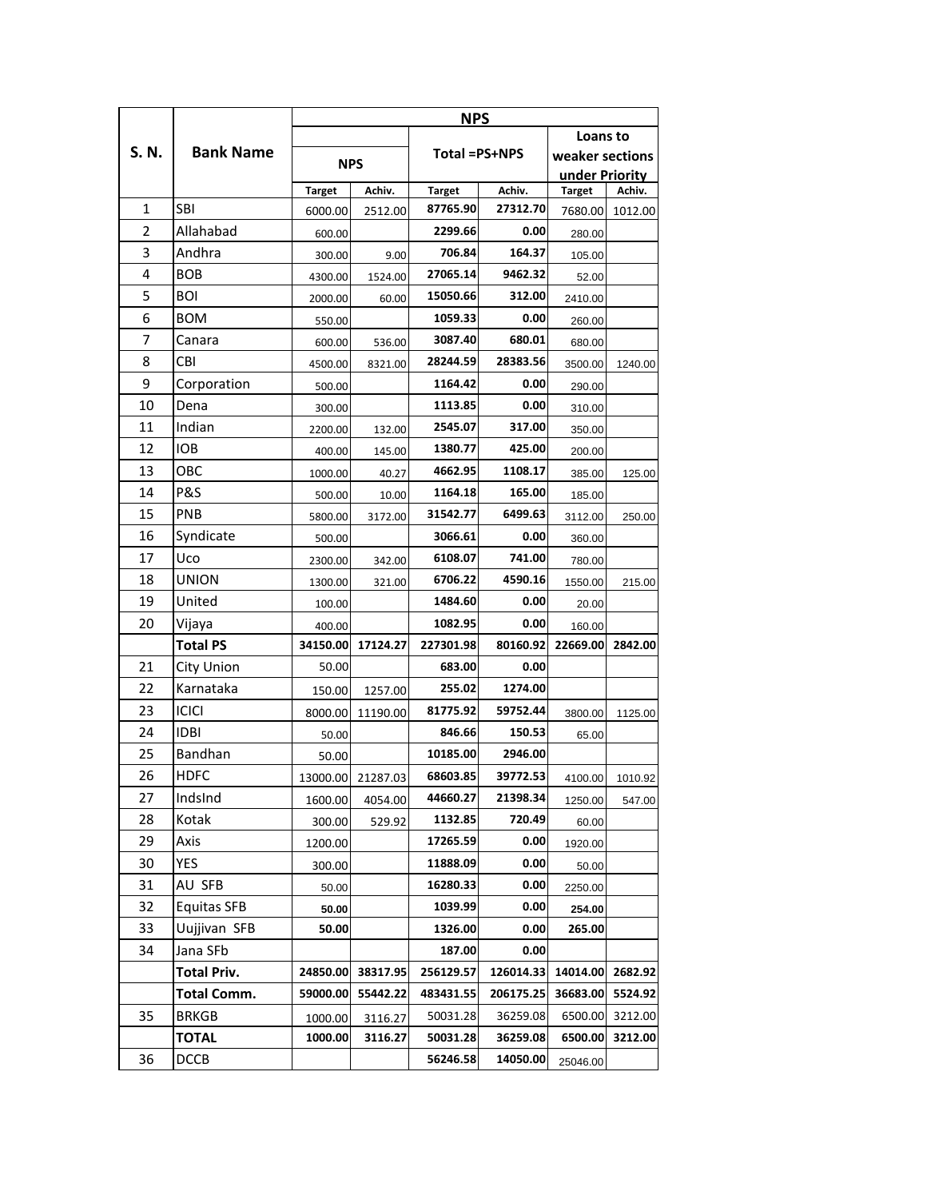| S. N. | Bank Name | NPS | | | | | |
|---|---|---|---|---|---|---|---|
| | | NPS | | Total =PS+NPS | | Loans to weaker sections under Priority | |
| | | Target | Achiv. | Target | Achiv. | Target | Achiv. |
| 1 | SBI | 6000.00 | 2512.00 | 87765.90 | 27312.70 | 7680.00 | 1012.00 |
| 2 | Allahabad | 600.00 | | 2299.66 | 0.00 | 280.00 | |
| 3 | Andhra | 300.00 | 9.00 | 706.84 | 164.37 | 105.00 | |
| 4 | BOB | 4300.00 | 1524.00 | 27065.14 | 9462.32 | 52.00 | |
| 5 | BOI | 2000.00 | 60.00 | 15050.66 | 312.00 | 2410.00 | |
| 6 | BOM | 550.00 | | 1059.33 | 0.00 | 260.00 | |
| 7 | Canara | 600.00 | 536.00 | 3087.40 | 680.01 | 680.00 | |
| 8 | CBI | 4500.00 | 8321.00 | 28244.59 | 28383.56 | 3500.00 | 1240.00 |
| 9 | Corporation | 500.00 | | 1164.42 | 0.00 | 290.00 | |
| 10 | Dena | 300.00 | | 1113.85 | 0.00 | 310.00 | |
| 11 | Indian | 2200.00 | 132.00 | 2545.07 | 317.00 | 350.00 | |
| 12 | IOB | 400.00 | 145.00 | 1380.77 | 425.00 | 200.00 | |
| 13 | OBC | 1000.00 | 40.27 | 4662.95 | 1108.17 | 385.00 | 125.00 |
| 14 | P&S | 500.00 | 10.00 | 1164.18 | 165.00 | 185.00 | |
| 15 | PNB | 5800.00 | 3172.00 | 31542.77 | 6499.63 | 3112.00 | 250.00 |
| 16 | Syndicate | 500.00 | | 3066.61 | 0.00 | 360.00 | |
| 17 | Uco | 2300.00 | 342.00 | 6108.07 | 741.00 | 780.00 | |
| 18 | UNION | 1300.00 | 321.00 | 6706.22 | 4590.16 | 1550.00 | 215.00 |
| 19 | United | 100.00 | | 1484.60 | 0.00 | 20.00 | |
| 20 | Vijaya | 400.00 | | 1082.95 | 0.00 | 160.00 | |
| | **Total PS** | **34150.00** | **17124.27** | **227301.98** | **80160.92** | **22669.00** | **2842.00** |
| 21 | City Union | 50.00 | | 683.00 | 0.00 | | |
| 22 | Karnataka | 150.00 | 1257.00 | 255.02 | 1274.00 | | |
| 23 | ICICI | 8000.00 | 11190.00 | 81775.92 | 59752.44 | 3800.00 | 1125.00 |
| 24 | IDBI | 50.00 | | 846.66 | 150.53 | 65.00 | |
| 25 | Bandhan | 50.00 | | 10185.00 | 2946.00 | | |
| 26 | HDFC | 13000.00 | 21287.03 | 68603.85 | 39772.53 | 4100.00 | 1010.92 |
| 27 | IndsInd | 1600.00 | 4054.00 | 44660.27 | 21398.34 | 1250.00 | 547.00 |
| 28 | Kotak | 300.00 | 529.92 | 1132.85 | 720.49 | 60.00 | |
| 29 | Axis | 1200.00 | | 17265.59 | 0.00 | 1920.00 | |
| 30 | YES | 300.00 | | 11888.09 | 0.00 | 50.00 | |
| 31 | AU SFB | 50.00 | | 16280.33 | 0.00 | 2250.00 | |
| 32 | Equitas SFB | 50.00 | | 1039.99 | 0.00 | 254.00 | |
| 33 | Uujjivan SFB | 50.00 | | 1326.00 | 0.00 | 265.00 | |
| 34 | Jana SFb | | | 187.00 | 0.00 | | |
| | **Total Priv.** | **24850.00** | **38317.95** | **256129.57** | **126014.33** | **14014.00** | **2682.92** |
| | **Total Comm.** | **59000.00** | **55442.22** | **483431.55** | **206175.25** | **36683.00** | **5524.92** |
| 35 | BRKGB | 1000.00 | 3116.27 | 50031.28 | 36259.08 | 6500.00 | 3212.00 |
| | **TOTAL** | **1000.00** | **3116.27** | **50031.28** | **36259.08** | **6500.00** | **3212.00** |
| 36 | DCCB | | | 56246.58 | 14050.00 | 25046.00 | |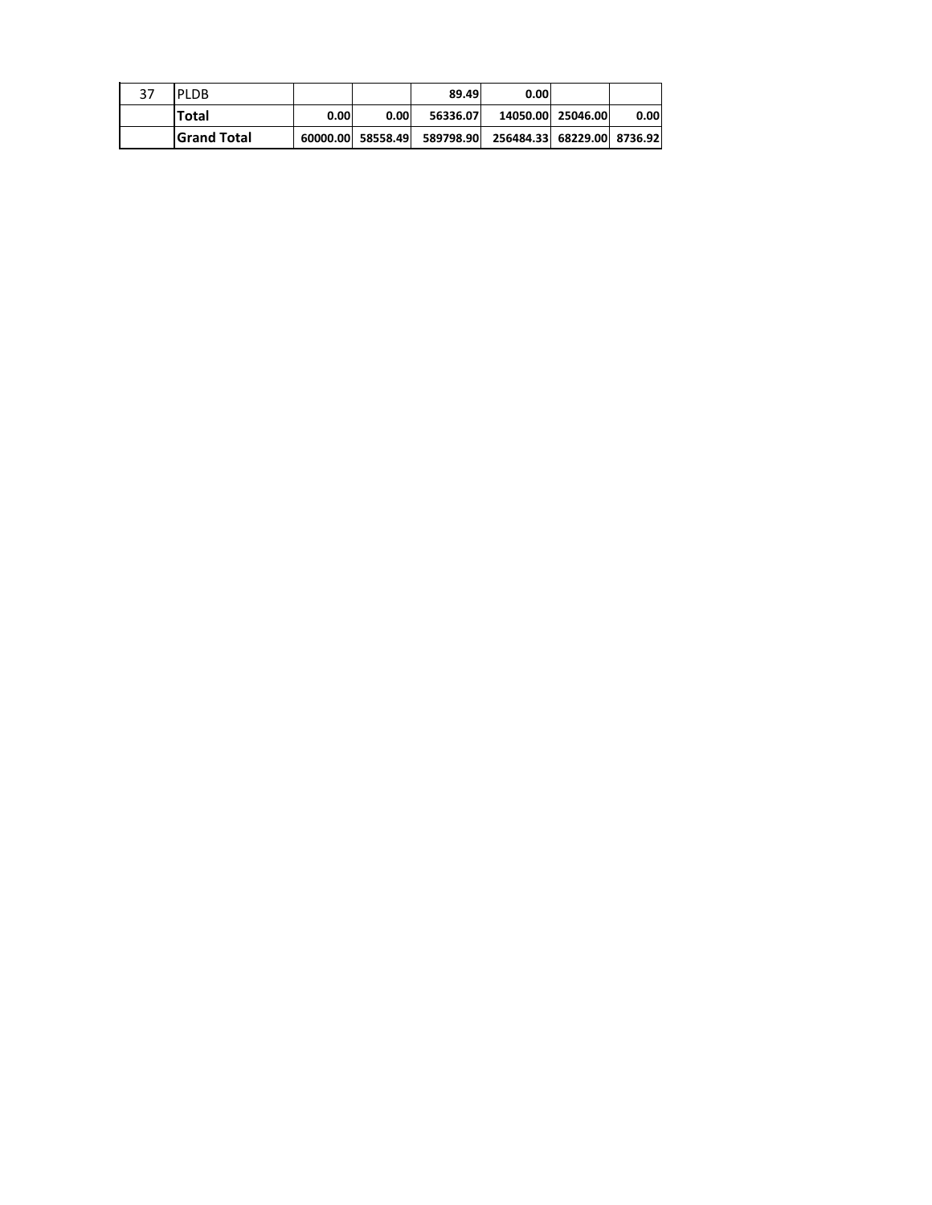| | | | | | | | |
|---|---|---|---|---|---|---|---|
| 37 | PLDB | | | **89.49** | **0.00** | | |
| | **Total** | **0.00** | **0.00** | **56336.07** | **14050.00** | **25046.00** | **0.00** |
| | **Grand Total** | **60000.00** | **58558.49** | **589798.90** | **256484.33** | **68229.00** | **8736.92** |